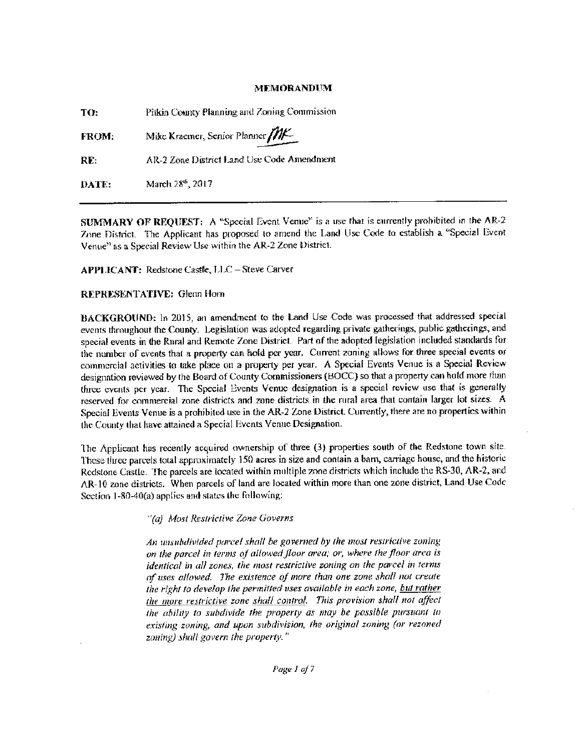## MEMORANDUM

**TO:** Pitkin County Planning and Zoning Commission

**FROM:** Mike Kraemer, Senior Planner *MK*

**RE:** AR-2 Zone District Land Use Code Amendment

**DATE:** March 28th, 2017

---

**SUMMARY OF REQUEST:** A "Special Event Venue" is a use that is currently prohibited in the AR-2 Zone District. The Applicant has proposed to amend the Land Use Code to establish a "Special Event Venue" as a Special Review Use within the AR-2 Zone District.

**APPLICANT:** Redstone Castle, LLC – Steve Carver

**REPRESENTATIVE:** Glenn Horn

**BACKGROUND:** In 2015, an amendment to the Land Use Code was processed that addressed special events throughout the County. Legislation was adopted regarding private gatherings, public gatherings, and special events in the Rural and Remote Zone District. Part of the adopted legislation included standards for the number of events that a property can hold per year. Current zoning allows for three special events or commercial activities to take place on a property per year. A Special Events Venue is a Special Review designation reviewed by the Board of County Commissioners (BOCC) so that a property can hold more than three events per year. The Special Events Venue designation is a special review use that is generally reserved for commercial zone districts and zone districts in the rural area that contain larger lot sizes. A Special Events Venue is a prohibited use in the AR-2 Zone District. Currently, there are no properties within the County that have attained a Special Events Venue Designation.

The Applicant has recently acquired ownership of three (3) properties south of the Redstone town site. These three parcels total approximately 150 acres in size and contain a barn, carriage house, and the historic Redstone Castle. The parcels are located within multiple zone districts which include the RS-30, AR-2, and AR-10 zone districts. When parcels of land are located within more than one zone district, Land Use Code Section 1-80-40(a) applies and states the following:

> "*(a) Most Restrictive Zone Governs*
>
> *An unsubdivided parcel shall be governed by the most restrictive zoning on the parcel in terms of allowed floor area; or, where the floor area is identical in all zones, the most restrictive zoning on the parcel in terms of uses allowed. The existence of more than one zone shall not create the right to develop the permitted uses available in each zone, but rather the more restrictive zone shall control. This provision shall not affect the ability to subdivide the property as may be possible pursuant to existing zoning, and upon subdivision, the original zoning (or rezoned zoning) shall govern the property.*"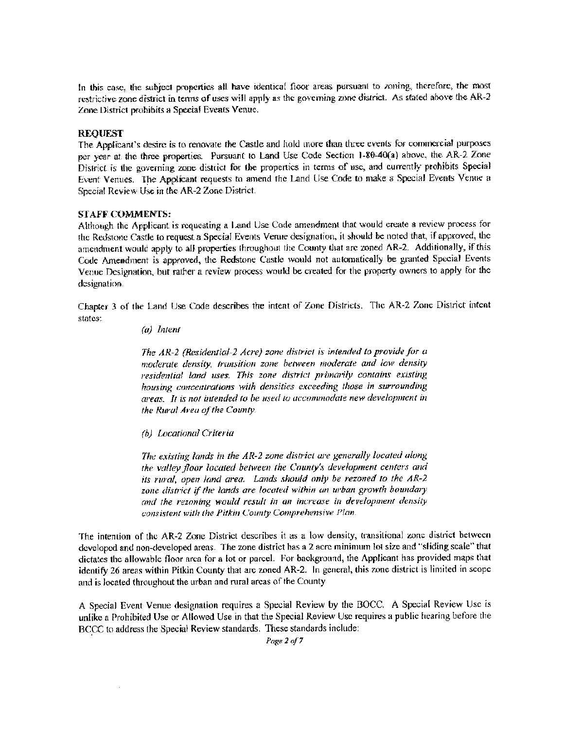In this case, the subject properties all have identical floor areas pursuant to zoning, therefore, the most restrictive zone district in terms of uses will apply as the governing zone district. As stated above the AR-2 Zone District prohibits a Special Events Venue.

**REQUEST**

The Applicant's desire is to renovate the Castle and hold more than three events for commercial purposes per year at the three properties. Pursuant to Land Use Code Section 1-80-40(a) above, the AR-2 Zone District is the governing zone district for the properties in terms of use, and currently prohibits Special Event Venues. The Applicant requests to amend the Land Use Code to make a Special Events Venue a Special Review Use in the AR-2 Zone District.

**STAFF COMMENTS:**

Although the Applicant is requesting a Land Use Code amendment that would create a review process for the Redstone Castle to request a Special Events Venue designation, it should be noted that, if approved, the amendment would apply to all properties throughout the County that are zoned AR-2. Additionally, if this Code Amendment is approved, the Redstone Castle would not automatically be granted Special Events Venue Designation, but rather a review process would be created for the property owners to apply for the designation.

Chapter 3 of the Land Use Code describes the intent of Zone Districts. The AR-2 Zone District intent states:

> *(a) Intent*
>
> *The AR-2 (Residential-2 Acre) zone district is intended to provide for a moderate density, transition zone between moderate and low density residential land uses. This zone district primarily contains existing housing concentrations with densities exceeding those in surrounding areas. It is not intended to be used to accommodate new development in the Rural Area of the County.*
>
> *(b) Locational Criteria*
>
> *The existing lands in the AR-2 zone district are generally located along the valley floor located between the County's development centers and its rural, open land area. Lands should only be rezoned to the AR-2 zone district if the lands are located within an urban growth boundary and the rezoning would result in an increase in development density consistent with the Pitkin County Comprehensive Plan.*

The intention of the AR-2 Zone District describes it as a low density, transitional zone district between developed and non-developed areas. The zone district has a 2 acre minimum lot size and "sliding scale" that dictates the allowable floor area for a lot or parcel. For background, the Applicant has provided maps that identify 26 areas within Pitkin County that are zoned AR-2. In general, this zone district is limited in scope and is located throughout the urban and rural areas of the County

A Special Event Venue designation requires a Special Review by the BOCC. A Special Review Use is unlike a Prohibited Use or Allowed Use in that the Special Review Use requires a public hearing before the BCCC to address the Special Review standards. These standards include: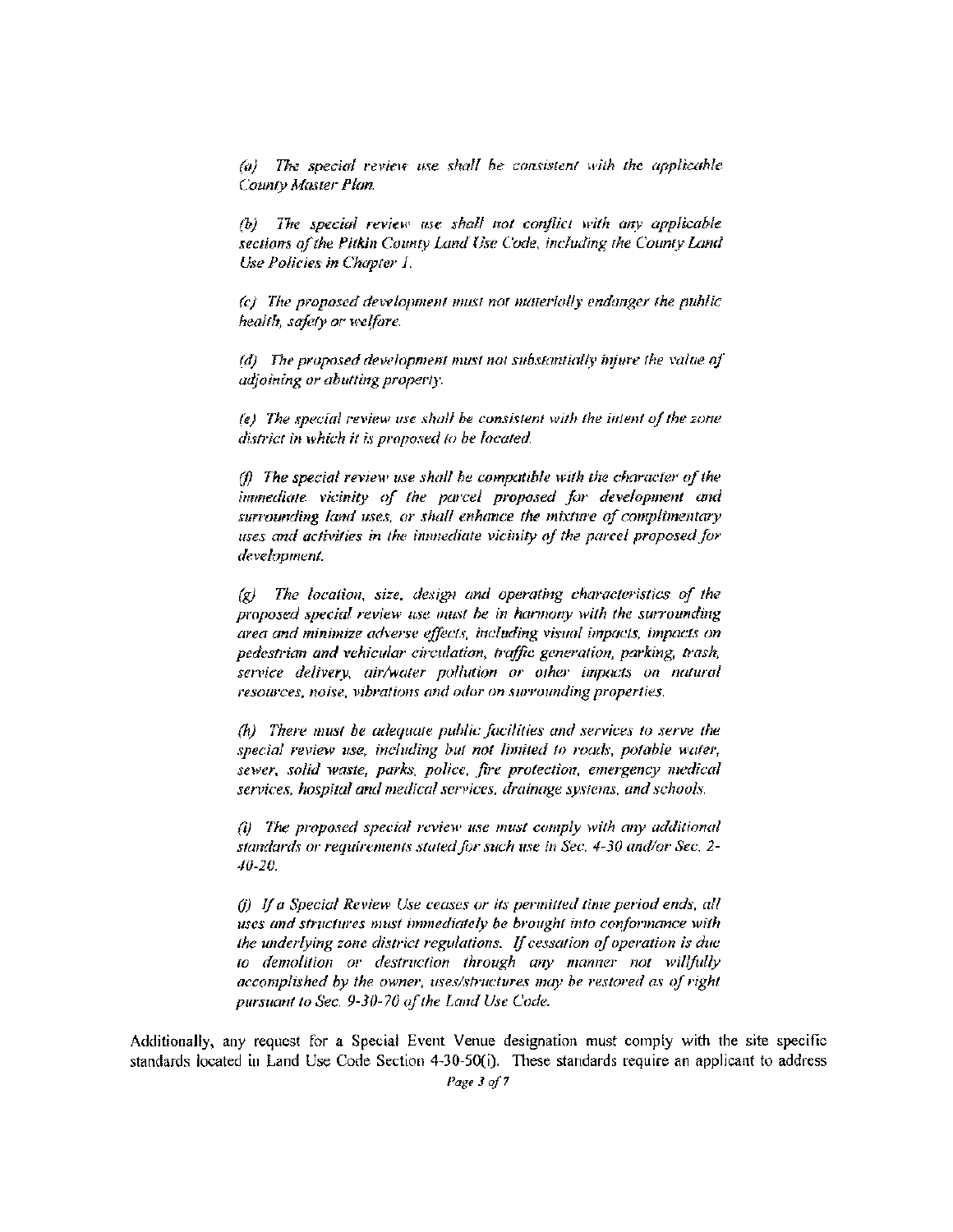*(a) The special review use shall be consistent with the applicable County Master Plan.*

*(b) The special review use shall not conflict with any applicable sections of the Pitkin County Land Use Code, including the County Land Use Policies in Chapter 1.*

*(c) The proposed development must not materially endanger the public health, safety or welfare.*

*(d) The proposed development must not substantially injure the value of adjoining or abutting property.*

*(e) The special review use shall be consistent with the intent of the zone district in which it is proposed to be located.*

*(f) The special review use shall be compatible with the character of the immediate vicinity of the parcel proposed for development and surrounding land uses, or shall enhance the mixture of complimentary uses and activities in the immediate vicinity of the parcel proposed for development.*

*(g) The location, size, design and operating characteristics of the proposed special review use must be in harmony with the surrounding area and minimize adverse effects, including visual impacts, impacts on pedestrian and vehicular circulation, traffic generation, parking, trash, service delivery, air/water pollution or other impacts on natural resources, noise, vibrations and odor on surrounding properties.*

*(h) There must be adequate public facilities and services to serve the special review use, including but not limited to roads, potable water, sewer, solid waste, parks, police, fire protection, emergency medical services, hospital and medical services, drainage systems, and schools.*

*(i) The proposed special review use must comply with any additional standards or requirements stated for such use in Sec. 4-30 and/or Sec. 2-40-20.*

*(j) If a Special Review Use ceases or its permitted time period ends, all uses and structures must immediately be brought into conformance with the underlying zone district regulations. If cessation of operation is due to demolition or destruction through any manner not willfully accomplished by the owner, uses/structures may be restored as of right pursuant to Sec. 9-30-70 of the Land Use Code.*

Additionally, any request for a Special Event Venue designation must comply with the site specific standards located in Land Use Code Section 4-30-50(i). These standards require an applicant to address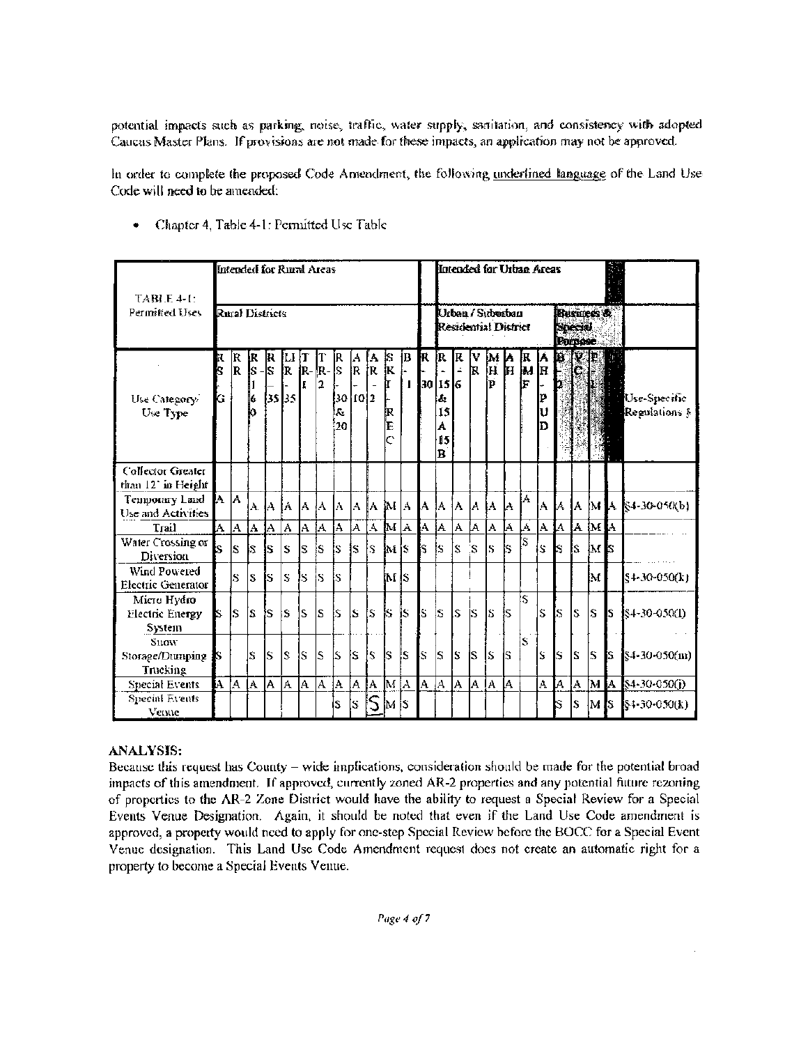potential impacts such as parking, noise, traffic, water supply, sanitation, and consistency with adopted Caucus Master Plans. If provisions are not made for these impacts, an application may not be approved.

In order to complete the proposed Code Amendment, the following underlined language of the Land Use Code will need to be amended:

- Chapter 4, Table 4-1: Permitted Use Table

| TABLE 4-1: Permitted Uses | Intended for Rural Areas | | | | | | | | | | | | | Intended for Urban Areas | | | | | | | | | | | |
|---|---|---|---|---|---|---|---|---|---|---|---|---|---|---|---|---|---|---|---|---|---|---|---|---|---|
| | Rural Districts | | | | | | | | | | | | | Urban / Suburban Residential District | | | | | | | Business & Special Purpose | | | | |
| Use Category/ Use Type | RS G | RR | RS-160 | RS-35 | LIR-35 | TR-1 | TR-2 | RS-30 & 20 | AR-10 | AR-2 | SKI-REC | B-1 | R-30 | R-15 & 15A & 15B | R-6 | VR | MHP | AH | RMF | AH-PUD | B-D | VC | EI | | Use-Specific Regulations § |
| Collector Greater than 12' in Height | | | | | | | | | | | | | | | | | | | | | | | | | |
| Temporary Land Use and Activities | A | A | A | A | A | A | A | A | A | A | M | A | A | A | A | A | A | A | A | A | A | A | M | A | §4-30-050(b) |
| Trail | A | A | A | A | A | A | A | A | A | A | M | A | A | A | A | A | A | A | A | A | A | A | M | A | |
| Water Crossing or Diversion | S | S | S | S | S | S | S | S | S | S | M | S | S | S | S | S | S | S | S | S | S | S | M | S | |
| Wind Powered Electric Generator | | S | S | S | S | S | S | S | | | M | S | | | | | | | | | | | M | | §4-30-050(k) |
| Micro Hydro Electric Energy System | S | S | S | S | S | S | S | S | S | S | S | S | S | S | S | S | S | S | S | S | S | S | S | S | §4-30-050(l) |
| Snow Storage/Dumping Trucking | S | | S | S | S | S | S | S | S | S | S | S | S | S | S | S | S | S | S | S | S | S | S | S | §4-30-050(m) |
| Special Events | A | A | A | A | A | A | A | A | A | A | M | A | A | A | A | A | A | A | | A | A | A | M | A | §4-30-050(j) |
| Special Events Venue | | | | | | | | S | S | S | M | S | | | | | | | | | S | S | M | S | §4-30-050(k) |

**ANALYSIS:**

Because this request has County – wide implications, consideration should be made for the potential broad impacts of this amendment. If approved, currently zoned AR-2 properties and any potential future rezoning of properties to the AR-2 Zone District would have the ability to request a Special Review for a Special Events Venue Designation. Again, it should be noted that even if the Land Use Code amendment is approved, a property would need to apply for one-step Special Review before the BOCC for a Special Event Venue designation. This Land Use Code Amendment request does not create an automatic right for a property to become a Special Events Venue.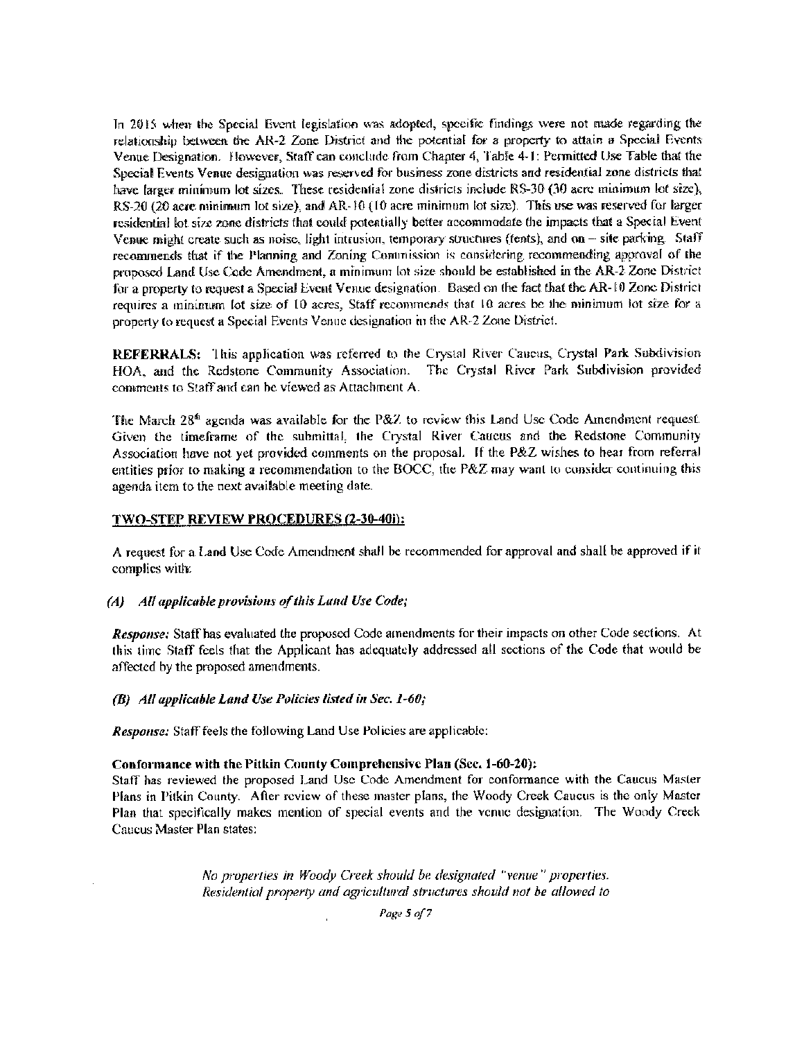In 2015 when the Special Event legislation was adopted, specific findings were not made regarding the relationship between the AR-2 Zone District and the potential for a property to attain a Special Events Venue Designation. However, Staff can conclude from Chapter 4, Table 4-1: Permitted Use Table that the Special Events Venue designation was reserved for business zone districts and residential zone districts that have larger minimum lot sizes. These residential zone districts include RS-30 (30 acre minimum lot size), RS-20 (20 acre minimum lot size), and AR-10 (10 acre minimum lot size). This use was reserved for larger residential lot size zone districts that could potentially better accommodate the impacts that a Special Event Venue might create such as noise, light intrusion, temporary structures (tents), and on – site parking. Staff recommends that if the Planning and Zoning Commission is considering recommending approval of the proposed Land Use Code Amendment, a minimum lot size should be established in the AR-2 Zone District for a property to request a Special Event Venue designation. Based on the fact that the AR-10 Zone District requires a minimum lot size of 10 acres, Staff recommends that 10 acres be the minimum lot size for a property to request a Special Events Venue designation in the AR-2 Zone District.

**REFERRALS:** This application was referred to the Crystal River Caucus, Crystal Park Subdivision HOA, and the Redstone Community Association. The Crystal River Park Subdivision provided comments to Staff and can be viewed as Attachment A.

The March 28th agenda was available for the P&Z to review this Land Use Code Amendment request. Given the timeframe of the submittal, the Crystal River Caucus and the Redstone Community Association have not yet provided comments on the proposal. If the P&Z wishes to hear from referral entities prior to making a recommendation to the BOCC, the P&Z may want to consider continuing this agenda item to the next available meeting date.

**TWO-STEP REVIEW PROCEDURES (2-30-40i):**

A request for a Land Use Code Amendment shall be recommended for approval and shall be approved if it complies with:

*(A) All applicable provisions of this Land Use Code;*

***Response:*** Staff has evaluated the proposed Code amendments for their impacts on other Code sections. At this time Staff feels that the Applicant has adequately addressed all sections of the Code that would be affected by the proposed amendments.

***(B) All applicable Land Use Policies listed in Sec. 1-60;***

***Response:*** Staff feels the following Land Use Policies are applicable:

**Conformance with the Pitkin County Comprehensive Plan (Sec. 1-60-20):**
Staff has reviewed the proposed Land Use Code Amendment for conformance with the Caucus Master Plans in Pitkin County. After review of these master plans, the Woody Creek Caucus is the only Master Plan that specifically makes mention of special events and the venue designation. The Woody Creek Caucus Master Plan states:

> *No properties in Woody Creek should be designated "venue" properties. Residential property and agricultural structures should not be allowed to*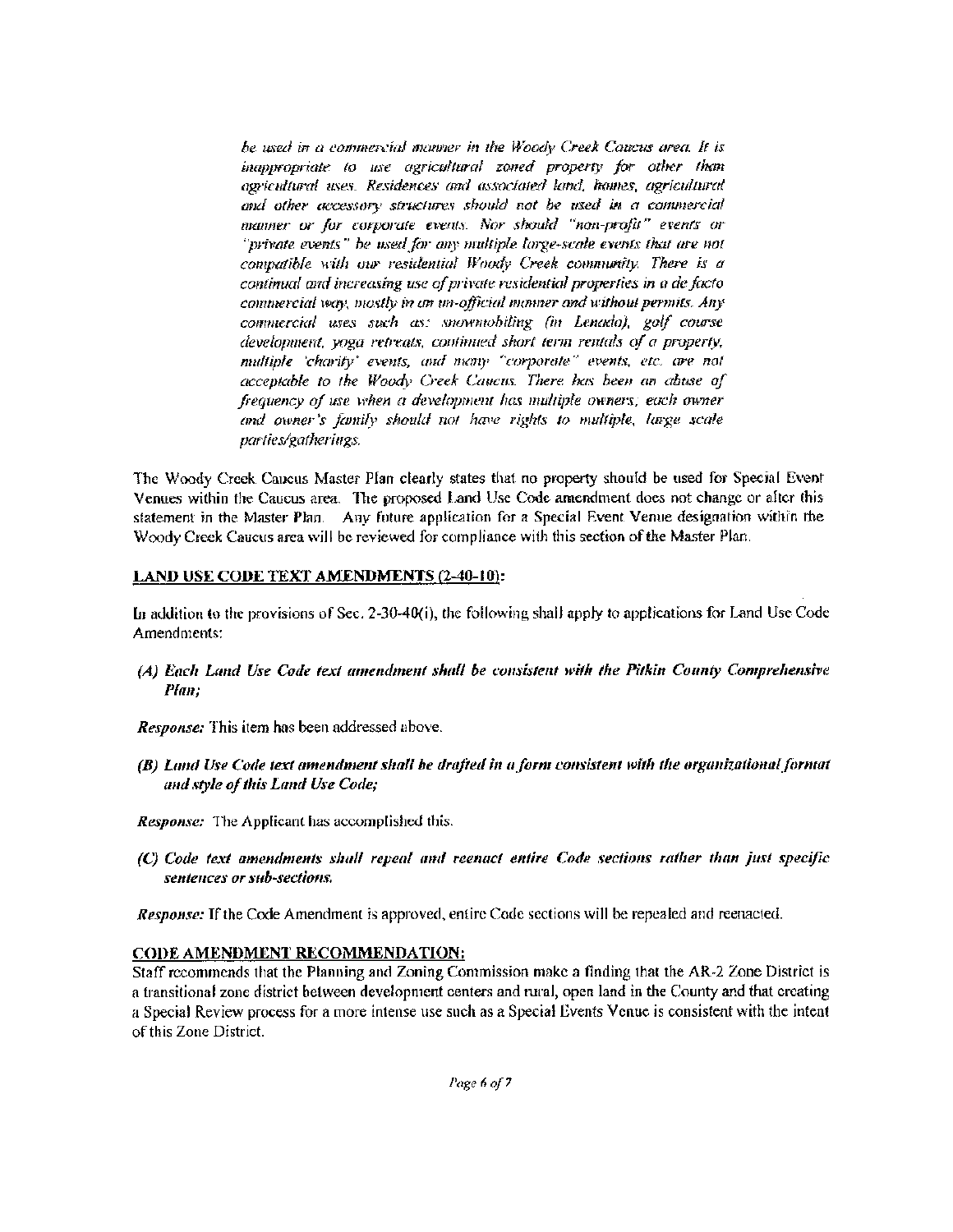*be used in a commercial manner in the Woody Creek Caucus area. It is inappropriate to use agricultural zoned property for other than agricultural uses. Residences and associated land, homes, agricultural and other accessory structures should not be used in a commercial manner or for corporate events. Nor should "non-profit" events or "private events" be used for any multiple large-scale events that are not compatible with our residential Woody Creek community. There is a continual and increasing use of private residential properties in a de facto commercial way, mostly in an un-official manner and without permits. Any commercial uses such as: snowmobiling (in Lenado), golf course development, yoga retreats, continued short term rentals of a property, multiple 'charity' events, and many "corporate" events, etc. are not acceptable to the Woody Creek Caucus. There has been an abuse of frequency of use when a development has multiple owners; each owner and owner's family should not have rights to multiple, large scale parties/gatherings.*

The Woody Creek Caucus Master Plan clearly states that no property should be used for Special Event Venues within the Caucus area. The proposed Land Use Code amendment does not change or alter this statement in the Master Plan. Any future application for a Special Event Venue designation within the Woody Creek Caucus area will be reviewed for compliance with this section of the Master Plan.

**LAND USE CODE TEXT AMENDMENTS (2-40-10):**

In addition to the provisions of Sec. 2-30-40(i), the following shall apply to applications for Land Use Code Amendments:

***(A) Each Land Use Code text amendment shall be consistent with the Pitkin County Comprehensive Plan;***

***Response:*** This item has been addressed above.

***(B) Land Use Code text amendment shall be drafted in a form consistent with the organizational format and style of this Land Use Code;***

***Response:*** The Applicant has accomplished this.

***(C) Code text amendments shall repeal and reenact entire Code sections rather than just specific sentences or sub-sections.***

***Response:*** If the Code Amendment is approved, entire Code sections will be repealed and reenacted.

**CODE AMENDMENT RECOMMENDATION:**

Staff recommends that the Planning and Zoning Commission make a finding that the AR-2 Zone District is a transitional zone district between development centers and rural, open land in the County and that creating a Special Review process for a more intense use such as a Special Events Venue is consistent with the intent of this Zone District.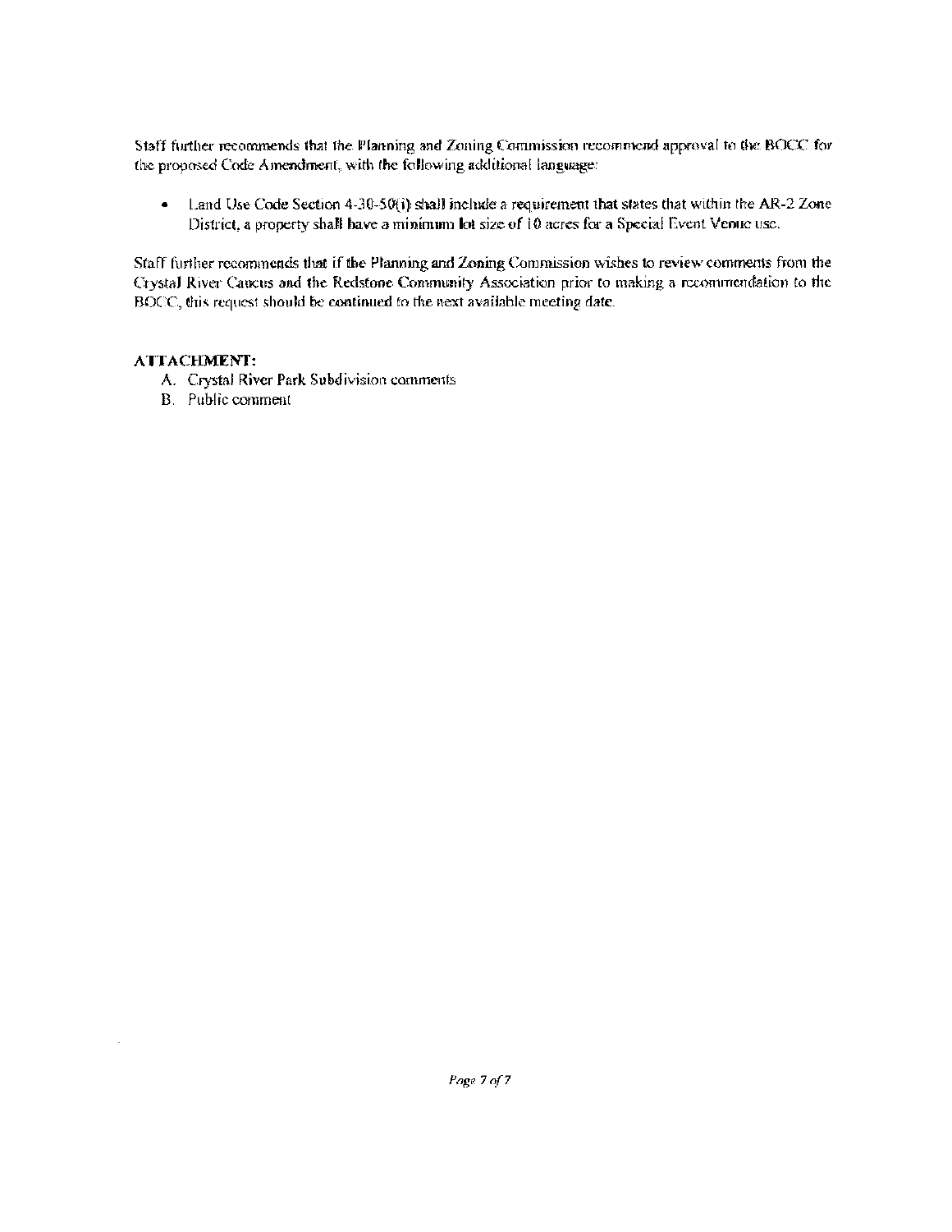Staff further recommends that the Planning and Zoning Commission recommend approval to the BOCC for the proposed Code Amendment, with the following additional language:

- Land Use Code Section 4-30-50(i) shall include a requirement that states that within the AR-2 Zone District, a property shall have a minimum lot size of 10 acres for a Special Event Venue use.

Staff further recommends that if the Planning and Zoning Commission wishes to review comments from the Crystal River Caucus and the Redstone Community Association prior to making a recommendation to the BOCC, this request should be continued to the next available meeting date.

**ATTACHMENT:**

A. Crystal River Park Subdivision comments
B. Public comment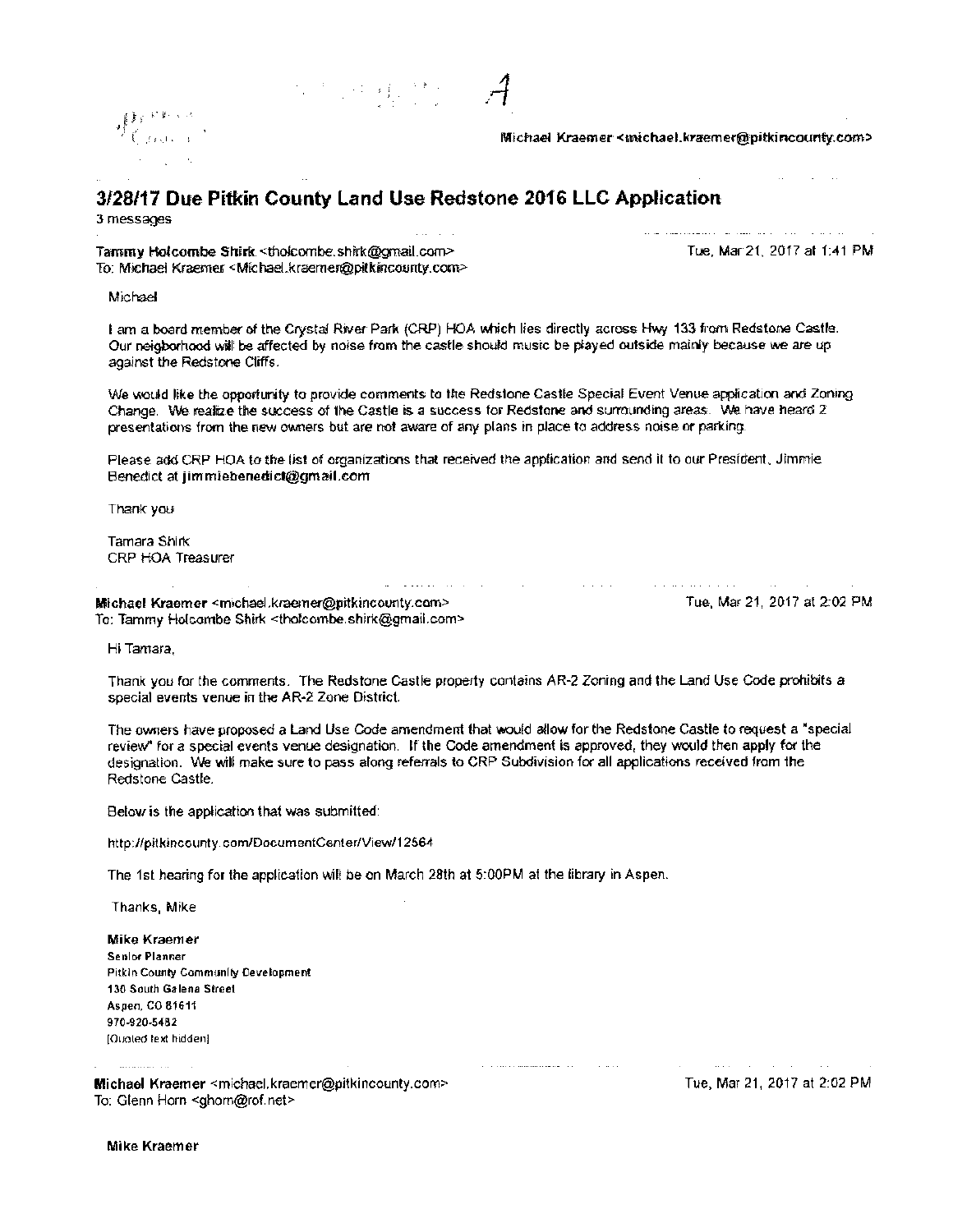A

Michael Kraemer <michael.kraemer@pitkincounty.com>

## 3/28/17 Due Pitkin County Land Use Redstone 2016 LLC Application

3 messages

**Tammy Holcombe Shirk** <tholcombe.shirk@gmail.com> Tue, Mar 21, 2017 at 1:41 PM
To: Michael Kraemer <Michael.kraemer@pitkincounty.com>

Michael

I am a board member of the Crystal River Park (CRP) HOA which lies directly across Hwy 133 from Redstone Castle. Our neigborhood will be affected by noise from the castle should music be played outside mainly because we are up against the Redstone Cliffs.

We would like the opportunity to provide comments to the Redstone Castle Special Event Venue application and Zoning Change. We realize the success of the Castle is a success for Redstone and surrounding areas. We have heard 2 presentations from the new owners but are not aware of any plans in place to address noise or parking.

Please add CRP HOA to the list of organizations that received the application and send it to our President, Jimmie Benedict at **jimmiebenedict@gmail.com**

Thank you

Tamara Shirk
CRP HOA Treasurer

**Michael Kraemer** <michael.kraemer@pitkincounty.com> Tue, Mar 21, 2017 at 2:02 PM
To: Tammy Holcombe Shirk <tholcombe.shirk@gmail.com>

Hi Tamara,

Thank you for the comments. The Redstone Castle property contains AR-2 Zoning and the Land Use Code prohibits a special events venue in the AR-2 Zone District.

The owners have proposed a Land Use Code amendment that would allow for the Redstone Castle to request a "special review" for a special events venue designation. If the Code amendment is approved, they would then apply for the designation. We will make sure to pass along referrals to CRP Subdivision for all applications received from the Redstone Castle.

Below is the application that was submitted:

http://pitkincounty.com/DocumentCenter/View/12564

The 1st hearing for the application will be on March 28th at 5:00PM at the library in Aspen.

Thanks, Mike

**Mike Kraemer**
**Senior Planner**
**Pitkin County Community Development**
**130 South Galena Street**
**Aspen, CO 81611**
**970-920-5482**
[Quoted text hidden]

**Michael Kraemer** <michael.kraemer@pitkincounty.com> Tue, Mar 21, 2017 at 2:02 PM
To: Glenn Horn <ghorn@rof.net>

**Mike Kraemer**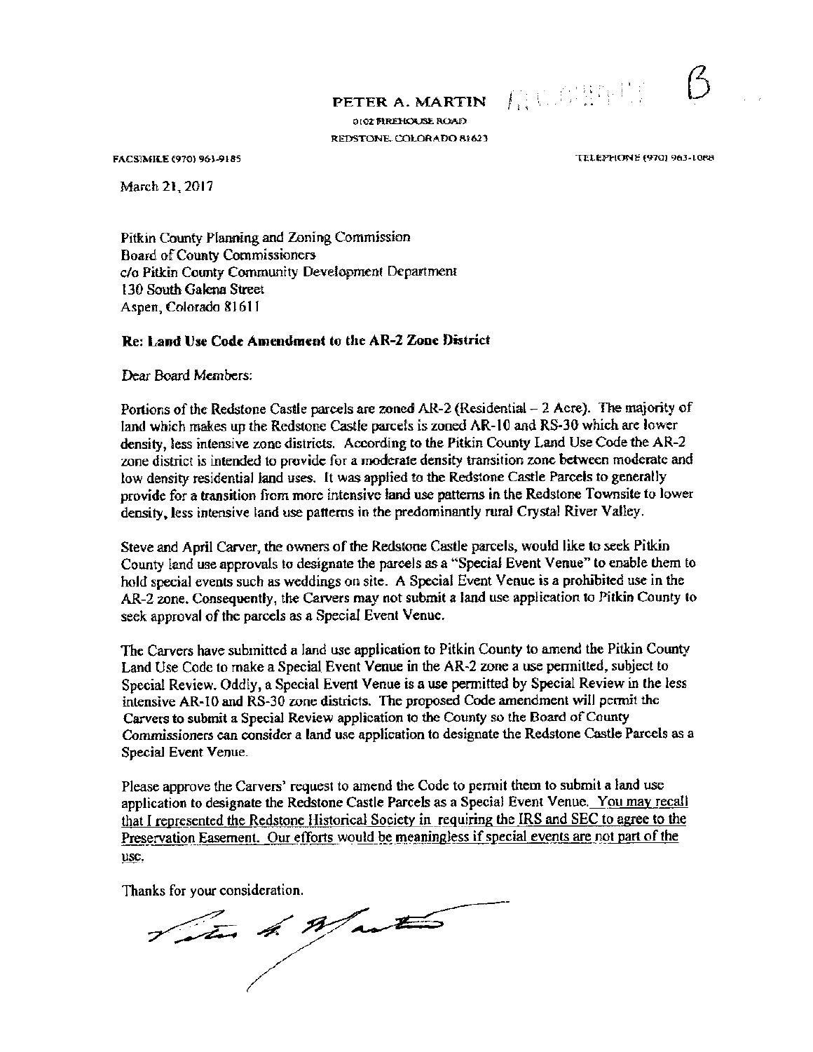**PETER A. MARTIN**

0102 FIREHOUSE ROAD
REDSTONE, COLORADO 81623

FACSIMILE (970) 963-9185 TELEPHONE (970) 963-1088

March 21, 2017

Pitkin County Planning and Zoning Commission
Board of County Commissioners
c/o Pitkin County Community Development Department
130 South Galena Street
Aspen, Colorado 81611

**Re: Land Use Code Amendment to the AR-2 Zone District**

Dear Board Members:

Portions of the Redstone Castle parcels are zoned AR-2 (Residential – 2 Acre). The majority of land which makes up the Redstone Castle parcels is zoned AR-10 and RS-30 which are lower density, less intensive zone districts. According to the Pitkin County Land Use Code the AR-2 zone district is intended to provide for a moderate density transition zone between moderate and low density residential land uses. It was applied to the Redstone Castle Parcels to generally provide for a transition from more intensive land use patterns in the Redstone Townsite to lower density, less intensive land use patterns in the predominantly rural Crystal River Valley.

Steve and April Carver, the owners of the Redstone Castle parcels, would like to seek Pitkin County land use approvals to designate the parcels as a "Special Event Venue" to enable them to hold special events such as weddings on site. A Special Event Venue is a prohibited use in the AR-2 zone. Consequently, the Carvers may not submit a land use application to Pitkin County to seek approval of the parcels as a Special Event Venue.

The Carvers have submitted a land use application to Pitkin County to amend the Pitkin County Land Use Code to make a Special Event Venue in the AR-2 zone a use permitted, subject to Special Review. Oddly, a Special Event Venue is a use permitted by Special Review in the less intensive AR-10 and RS-30 zone districts. The proposed Code amendment will permit the Carvers to submit a Special Review application to the County so the Board of County Commissioners can consider a land use application to designate the Redstone Castle Parcels as a Special Event Venue.

Please approve the Carvers' request to amend the Code to permit them to submit a land use application to designate the Redstone Castle Parcels as a Special Event Venue. You may recall that I represented the Redstone Historical Society in requiring the IRS and SEC to agree to the Preservation Easement. Our efforts would be meaningless if special events are not part of the use.

Thanks for your consideration.

Peter A. Martin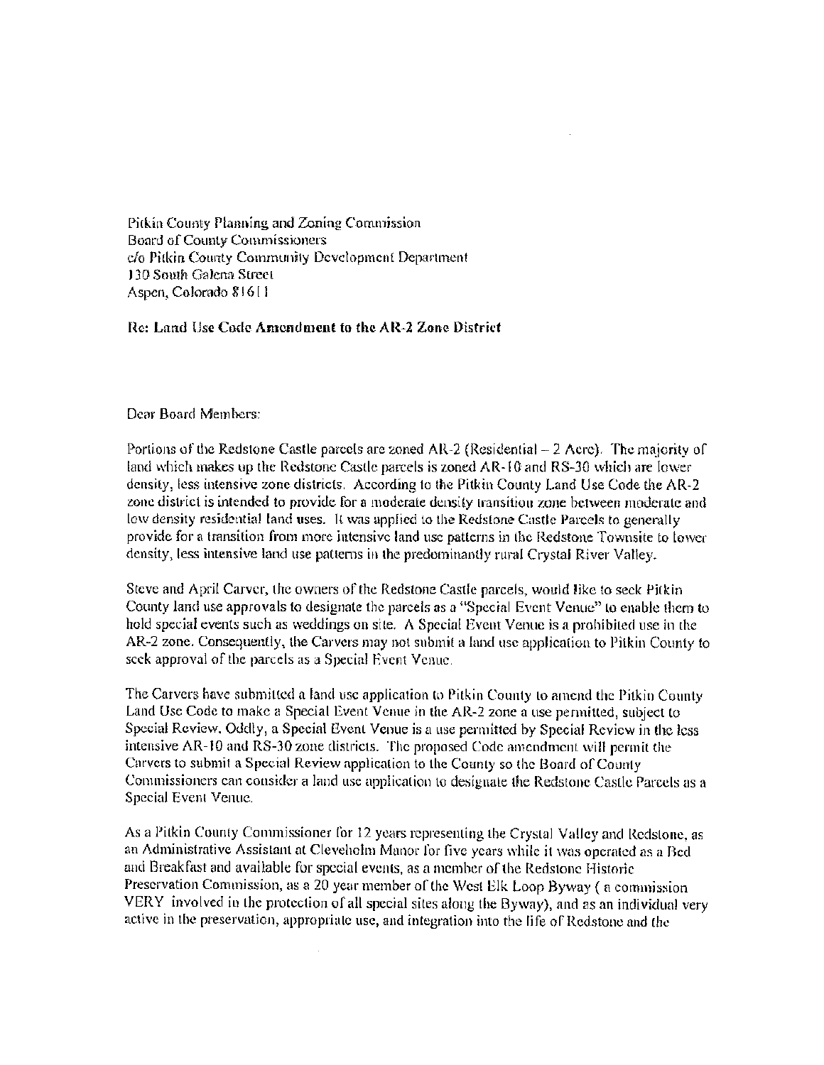Pitkin County Planning and Zoning Commission
Board of County Commissioners
c/o Pitkin County Community Development Department
130 South Galena Street
Aspen, Colorado 81611

**Re: Land Use Code Amendment to the AR-2 Zone District**

Dear Board Members:

Portions of the Redstone Castle parcels are zoned AR-2 (Residential – 2 Acre). The majority of land which makes up the Redstone Castle parcels is zoned AR-10 and RS-30 which are lower density, less intensive zone districts. According to the Pitkin County Land Use Code the AR-2 zone district is intended to provide for a moderate density transition zone between moderate and low density residential land uses. It was applied to the Redstone Castle Parcels to generally provide for a transition from more intensive land use patterns in the Redstone Townsite to lower density, less intensive land use patterns in the predominantly rural Crystal River Valley.

Steve and April Carver, the owners of the Redstone Castle parcels, would like to seek Pitkin County land use approvals to designate the parcels as a "Special Event Venue" to enable them to hold special events such as weddings on site. A Special Event Venue is a prohibited use in the AR-2 zone. Consequently, the Carvers may not submit a land use application to Pitkin County to seek approval of the parcels as a Special Event Venue.

The Carvers have submitted a land use application to Pitkin County to amend the Pitkin County Land Use Code to make a Special Event Venue in the AR-2 zone a use permitted, subject to Special Review. Oddly, a Special Event Venue is a use permitted by Special Review in the less intensive AR-10 and RS-30 zone districts. The proposed Code amendment will permit the Carvers to submit a Special Review application to the County so the Board of County Commissioners can consider a land use application to designate the Redstone Castle Parcels as a Special Event Venue.

As a Pitkin County Commissioner for 12 years representing the Crystal Valley and Redstone, as an Administrative Assistant at Cleveholm Manor for five years while it was operated as a Bed and Breakfast and available for special events, as a member of the Redstone Historic Preservation Commission, as a 20 year member of the West Elk Loop Byway ( a commission VERY involved in the protection of all special sites along the Byway), and as an individual very active in the preservation, appropriate use, and integration into the life of Redstone and the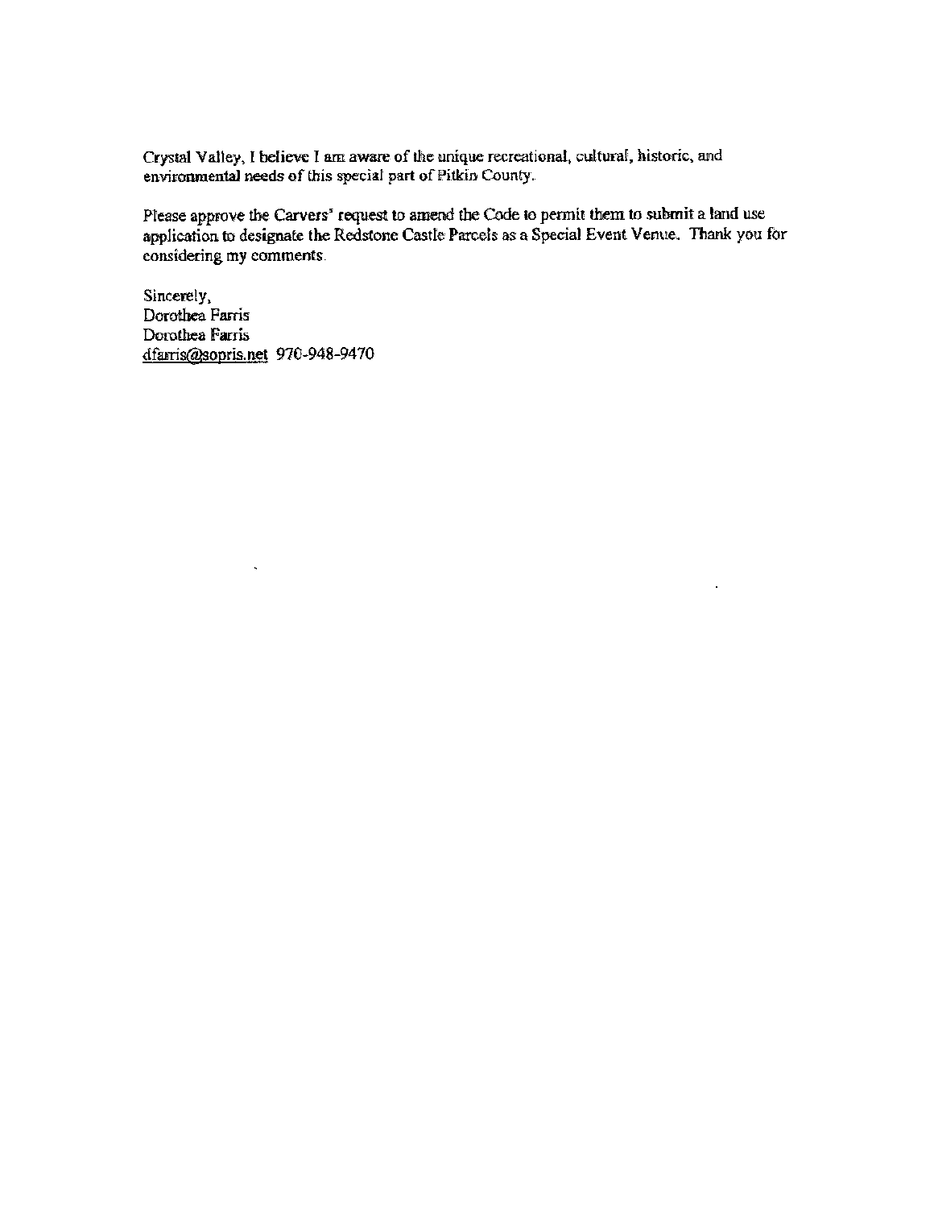Crystal Valley, I believe I am aware of the unique recreational, cultural, historic, and environmental needs of this special part of Pitkin County.

Please approve the Carvers' request to amend the Code to permit them to submit a land use application to designate the Redstone Castle Parcels as a Special Event Venue. Thank you for considering my comments.

Sincerely,
Dorothea Farris
Dorothea Farris
dfarris@sopris.net 970-948-9470